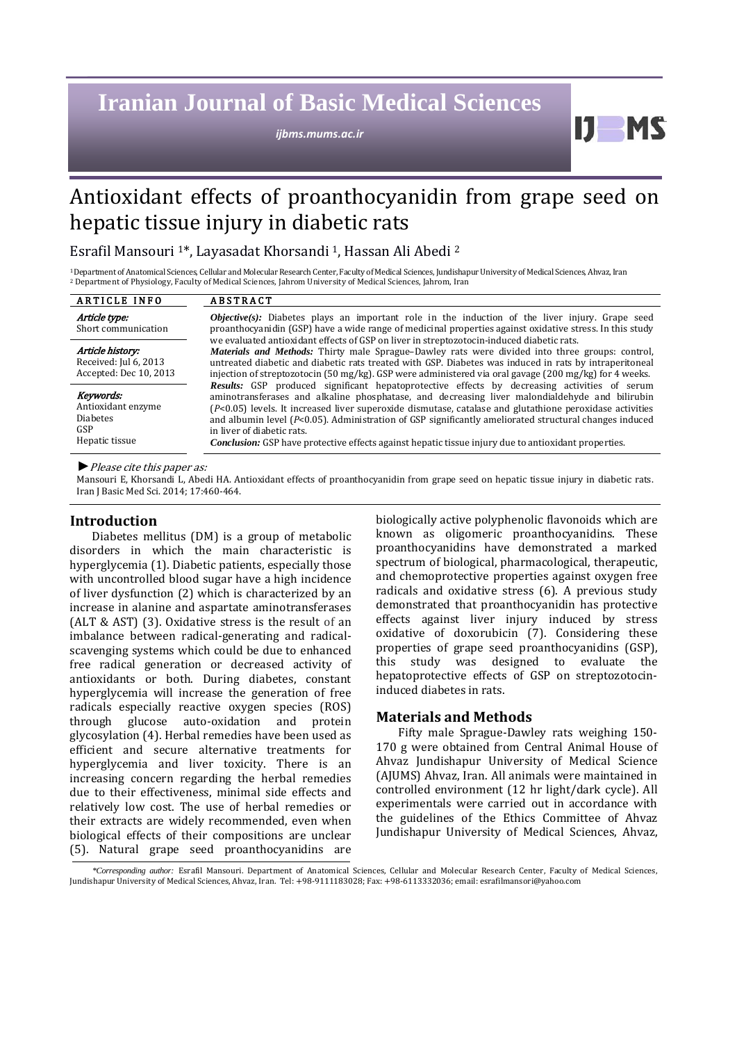# Antioxidant effects of proanthocyanidin from grape seed on hepatic tissue injury in diabetic rats

Esrafil Mansouri [1]*, Layasadat Khorsandi [1], Hassan Ali Abedi [2]

[1] Department of Anatomical Sciences, Cellular and Molecular Research Center, Faculty of Medical Sciences, Jundishapur University of Medical Sciences, Ahvaz, Iran
[2] Department of Physiology, Faculty of Medical Sciences, Jahrom University of Medical Sciences, Jahrom, Iran

**ARTICLE INFO**

*Article type:*
Short communication

*Article history:*
Received: Jul 6, 2013
Accepted: Dec 10, 2013

*Keywords:*
Antioxidant enzyme
Diabetes
GSP
Hepatic tissue

**ABSTRACT**

***Objective(s):*** Diabetes plays an important role in the induction of the liver injury. Grape seed proanthocyanidin (GSP) have a wide range of medicinal properties against oxidative stress. In this study we evaluated antioxidant effects of GSP on liver in streptozotocin-induced diabetic rats.

***Materials and Methods:*** Thirty male Sprague–Dawley rats were divided into three groups: control, untreated diabetic and diabetic rats treated with GSP. Diabetes was induced in rats by intraperitoneal injection of streptozotocin (50 mg/kg). GSP were administered via oral gavage (200 mg/kg) for 4 weeks.

***Results:*** GSP produced significant hepatoprotective effects by decreasing activities of serum aminotransferases and alkaline phosphatase, and decreasing liver malondialdehyde and bilirubin ($P$<0.05) levels. It increased liver superoxide dismutase, catalase and glutathione peroxidase activities and albumin level ($P$<0.05). Administration of GSP significantly ameliorated structural changes induced in liver of diabetic rats.

***Conclusion:*** GSP have protective effects against hepatic tissue injury due to antioxidant properties.

► *Please cite this paper as:*
Mansouri E, Khorsandi L, Abedi HA. Antioxidant effects of proanthocyanidin from grape seed on hepatic tissue injury in diabetic rats. Iran J Basic Med Sci. 2014; 17:460-464.

## Introduction

Diabetes mellitus (DM) is a group of metabolic disorders in which the main characteristic is hyperglycemia (1). Diabetic patients, especially those with uncontrolled blood sugar have a high incidence of liver dysfunction (2) which is characterized by an increase in alanine and aspartate aminotransferases (ALT & AST) (3). Oxidative stress is the result of an imbalance between radical-generating and radical-scavenging systems which could be due to enhanced free radical generation or decreased activity of antioxidants or both. During diabetes, constant hyperglycemia will increase the generation of free radicals especially reactive oxygen species (ROS) through glucose auto-oxidation and protein glycosylation (4). Herbal remedies have been used as efficient and secure alternative treatments for hyperglycemia and liver toxicity. There is an increasing concern regarding the herbal remedies due to their effectiveness, minimal side effects and relatively low cost. The use of herbal remedies or their extracts are widely recommended, even when biological effects of their compositions are unclear (5). Natural grape seed proanthocyanidins are biologically active polyphenolic flavonoids which are known as oligomeric proanthocyanidins. These proanthocyanidins have demonstrated a marked spectrum of biological, pharmacological, therapeutic, and chemoprotective properties against oxygen free radicals and oxidative stress (6). A previous study demonstrated that proanthocyanidin has protective effects against liver injury induced by stress oxidative of doxorubicin (7). Considering these properties of grape seed proanthocyanidins (GSP), this study was designed to evaluate the hepatoprotective effects of GSP on streptozotocin-induced diabetes in rats.

## Materials and Methods

Fifty male Sprague-Dawley rats weighing 150-170 g were obtained from Central Animal House of Ahvaz Jundishapur University of Medical Science (AJUMS) Ahvaz, Iran. All animals were maintained in controlled environment (12 hr light/dark cycle). All experimentals were carried out in accordance with the guidelines of the Ethics Committee of Ahvaz Jundishapur University of Medical Sciences, Ahvaz,

*\*Corresponding author:* Esrafil Mansouri. Department of Anatomical Sciences, Cellular and Molecular Research Center, Faculty of Medical Sciences, Jundishapur University of Medical Sciences, Ahvaz, Iran. Tel: +98-9111183028; Fax: +98-6113332036; email: esrafilmansori@yahoo.com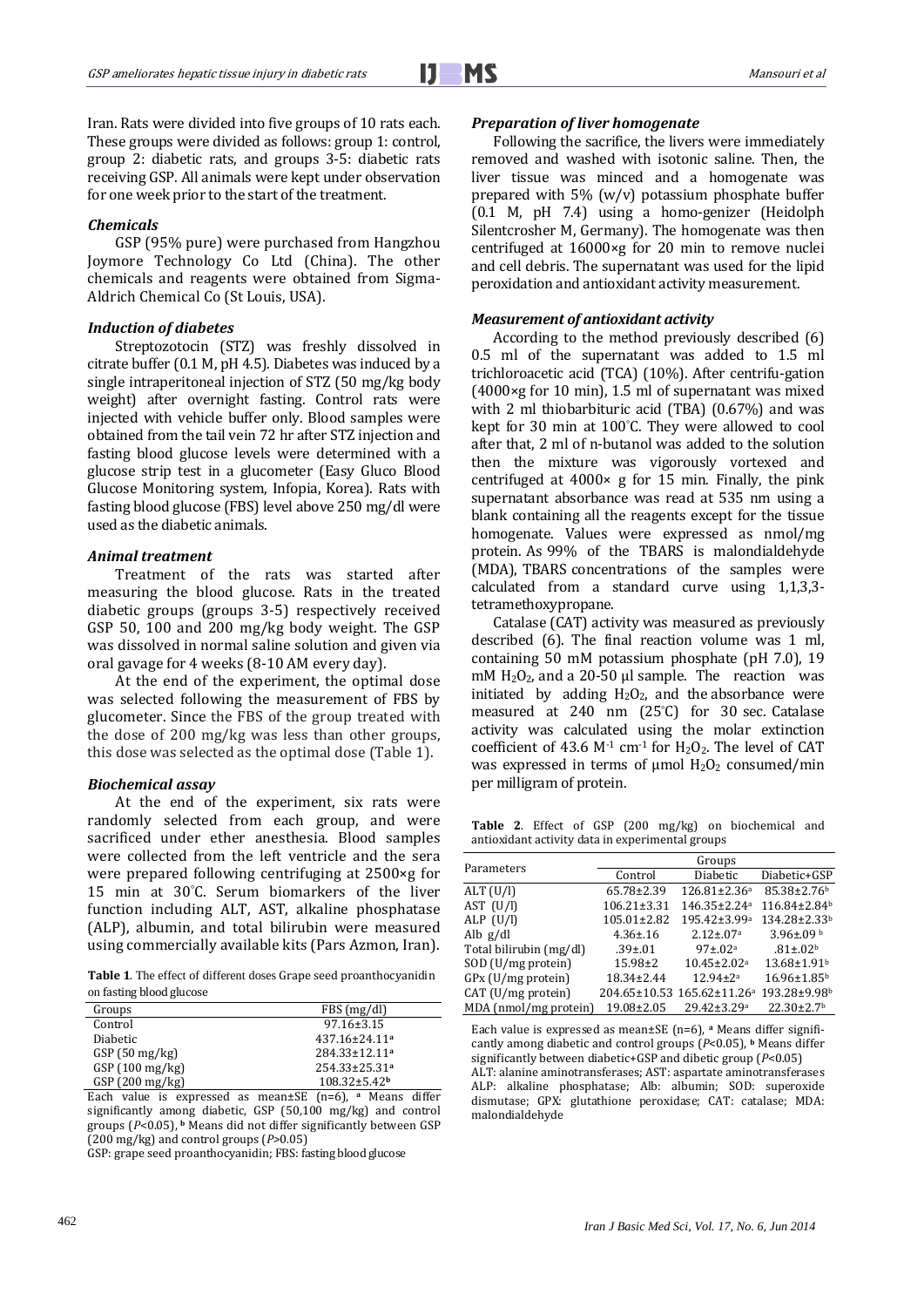Iran. Rats were divided into five groups of 10 rats each. These groups were divided as follows: group 1: control, group 2: diabetic rats, and groups 3-5: diabetic rats receiving GSP. All animals were kept under observation for one week prior to the start of the treatment.

### *Chemicals*

GSP (95% pure) were purchased from Hangzhou Joymore Technology Co Ltd (China). The other chemicals and reagents were obtained from Sigma-Aldrich Chemical Co (St Louis, USA).

### *Induction of diabetes*

Streptozotocin (STZ) was freshly dissolved in citrate buffer (0.1 M, pH 4.5). Diabetes was induced by a single intraperitoneal injection of STZ (50 mg/kg body weight) after overnight fasting. Control rats were injected with vehicle buffer only. Blood samples were obtained from the tail vein 72 hr after STZ injection and fasting blood glucose levels were determined with a glucose strip test in a glucometer (Easy Gluco Blood Glucose Monitoring system, Infopia, Korea). Rats with fasting blood glucose (FBS) level above 250 mg/dl were used as the diabetic animals.

### *Animal treatment*

Treatment of the rats was started after measuring the blood glucose. Rats in the treated diabetic groups (groups 3-5) respectively received GSP 50, 100 and 200 mg/kg body weight. The GSP was dissolved in normal saline solution and given via oral gavage for 4 weeks (8-10 AM every day).

At the end of the experiment, the optimal dose was selected following the measurement of FBS by glucometer. Since the FBS of the group treated with the dose of 200 mg/kg was less than other groups, this dose was selected as the optimal dose (Table 1).

### *Biochemical assay*

At the end of the experiment, six rats were randomly selected from each group, and were sacrificed under ether anesthesia. Blood samples were collected from the left ventricle and the sera were prepared following centrifuging at 2500×g for 15 min at 30°C. Serum biomarkers of the liver function including ALT, AST, alkaline phosphatase (ALP), albumin, and total bilirubin were measured using commercially available kits (Pars Azmon, Iran).

**Table 1**. The effect of different doses Grape seed proanthocyanidin on fasting blood glucose

| Groups | FBS (mg/dl) |
|---|---|
| Control | 97.16±3.15 |
| Diabetic | 437.16±24.11[a] |
| GSP (50 mg/kg) | 284.33±12.11[a] |
| GSP (100 mg/kg) | 254.33±25.31[a] |
| GSP (200 mg/kg) | 108.32±5.42[b] |

Each value is expressed as mean±SE (n=6), [a] Means differ significantly among diabetic, GSP (50,100 mg/kg) and control groups ($P<0.05$), [b] Means did not differ significantly between GSP (200 mg/kg) and control groups ($P>0.05$)

GSP: grape seed proanthocyanidin; FBS: fasting blood glucose

### *Preparation of liver homogenate*

Following the sacrifice, the livers were immediately removed and washed with isotonic saline. Then, the liver tissue was minced and a homogenate was prepared with 5% (w/v) potassium phosphate buffer (0.1 M, pH 7.4) using a homo-genizer (Heidolph Silentcrosher M, Germany). The homogenate was then centrifuged at 16000×g for 20 min to remove nuclei and cell debris. The supernatant was used for the lipid peroxidation and antioxidant activity measurement.

### *Measurement of antioxidant activity*

According to the method previously described (6) 0.5 ml of the supernatant was added to 1.5 ml trichloroacetic acid (TCA) (10%). After centrifu-gation (4000×g for 10 min), 1.5 ml of supernatant was mixed with 2 ml thiobarbituric acid (TBA) (0.67%) and was kept for 30 min at 100°C. They were allowed to cool after that, 2 ml of n-butanol was added to the solution then the mixture was vigorously vortexed and centrifuged at 4000× g for 15 min. Finally, the pink supernatant absorbance was read at 535 nm using a blank containing all the reagents except for the tissue homogenate. Values were expressed as nmol/mg protein. As 99% of the TBARS is malondialdehyde (MDA), TBARS concentrations of the samples were calculated from a standard curve using 1,1,3,3-tetramethoxypropane.

Catalase (CAT) activity was measured as previously described (6). The final reaction volume was 1 ml, containing 50 mM potassium phosphate (pH 7.0), 19 mM $H_2O_2$, and a 20-50 µl sample. The reaction was initiated by adding $H_2O_2$, and the absorbance were measured at 240 nm (25°C) for 30 sec. Catalase activity was calculated using the molar extinction coefficient of 43.6 $M^{-1}$ $cm^{-1}$ for $H_2O_2$. The level of CAT was expressed in terms of µmol $H_2O_2$ consumed/min per milligram of protein.

**Table 2**. Effect of GSP (200 mg/kg) on biochemical and antioxidant activity data in experimental groups

| Parameters | Groups | | |
|---|---|---|---|
| | Control | Diabetic | Diabetic+GSP |
| ALT (U/l) | 65.78±2.39 | 126.81±2.36[a] | 85.38±2.76[b] |
| AST (U/l) | 106.21±3.31 | 146.35±2.24[a] | 116.84±2.84[b] |
| ALP (U/l) | 105.01±2.82 | 195.42±3.99[a] | 134.28±2.33[b] |
| Alb g/dl | 4.36±.16 | 2.12±.07[a] | 3.96±.09[b] |
| Total bilirubin (mg/dl) | .39±.01 | 97±.02[a] | .81±.02[b] |
| SOD (U/mg protein) | 15.98±2 | 10.45±2.02[a] | 13.68±1.91[b] |
| GPx (U/mg protein) | 18.34±2.44 | 12.94±2[a] | 16.96±1.85[b] |
| CAT (U/mg protein) | 204.65±10.53 | 165.62±11.26[a] | 193.28±9.98[b] |
| MDA (nmol/mg protein) | 19.08±2.05 | 29.42±3.29[a] | 22.30±2.7[b] |

Each value is expressed as mean±SE (n=6), [a] Means differ significantly among diabetic and control groups ($P<0.05$), [b] Means differ significantly between diabetic+GSP and dibetic group ($P<0.05$)

ALT: alanine aminotransferases; AST: aspartate aminotransferases ALP: alkaline phosphatase; Alb: albumin; SOD: superoxide dismutase; GPX: glutathione peroxidase; CAT: catalase; MDA: malondialdehyde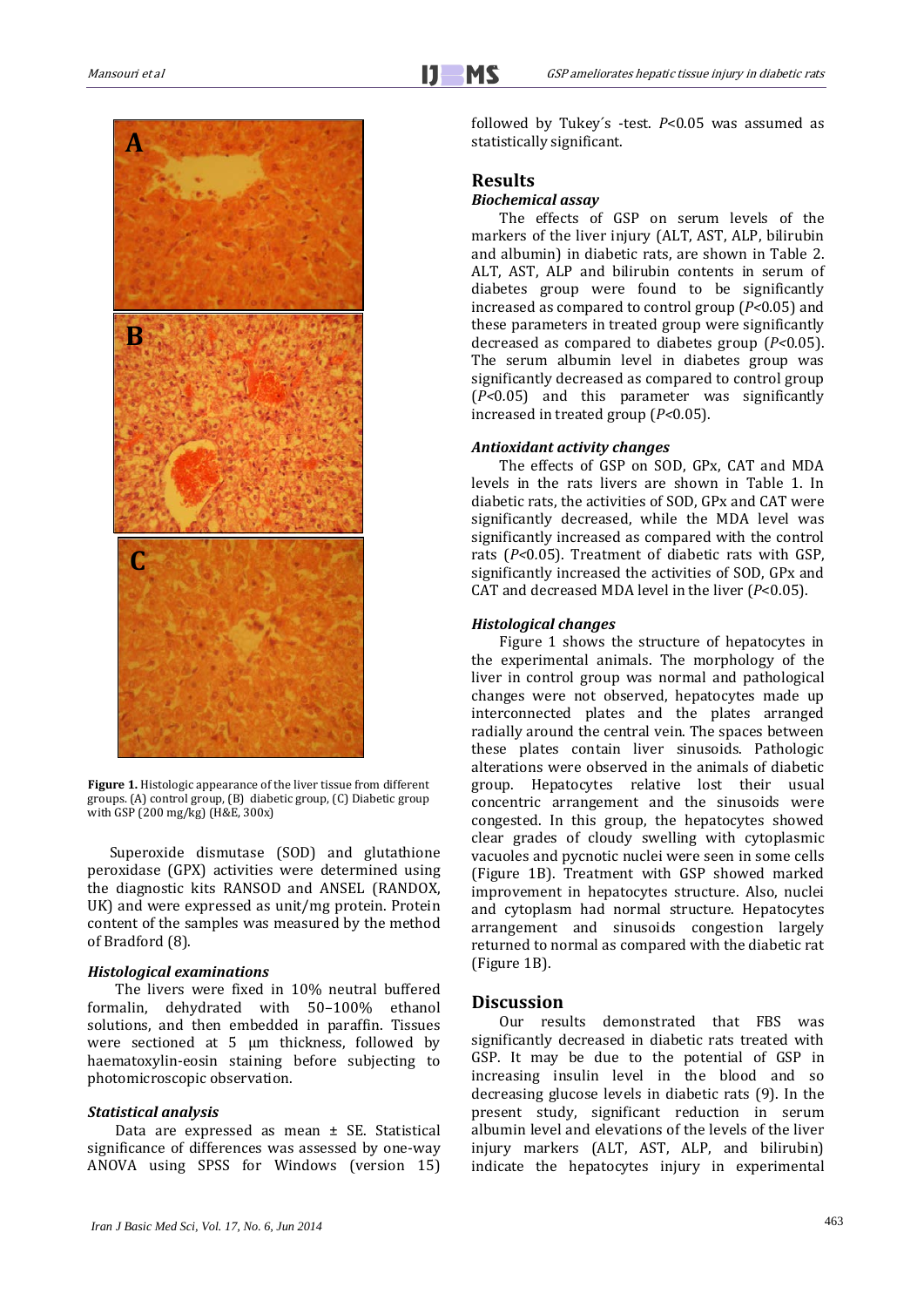**Figure 1.** Histologic appearance of the liver tissue from different groups. (A) control group, (B) diabetic group, (C) Diabetic group with GSP (200 mg/kg) (H&E, 300x)

Superoxide dismutase (SOD) and glutathione peroxidase (GPX) activities were determined using the diagnostic kits RANSOD and ANSEL (RANDOX, UK) and were expressed as unit/mg protein. Protein content of the samples was measured by the method of Bradford (8).

### *Histological examinations*

The livers were fixed in 10% neutral buffered formalin, dehydrated with 50–100% ethanol solutions, and then embedded in paraffin. Tissues were sectioned at 5 µm thickness, followed by haematoxylin-eosin staining before subjecting to photomicroscopic observation.

### *Statistical analysis*

Data are expressed as mean ± SE. Statistical significance of differences was assessed by one-way ANOVA using SPSS for Windows (version 15) followed by Tukey´s -test. $P<0.05$ was assumed as statistically significant.

## Results

### *Biochemical assay*

The effects of GSP on serum levels of the markers of the liver injury (ALT, AST, ALP, bilirubin and albumin) in diabetic rats, are shown in Table 2. ALT, AST, ALP and bilirubin contents in serum of diabetes group were found to be significantly increased as compared to control group ($P<0.05$) and these parameters in treated group were significantly decreased as compared to diabetes group ($P<0.05$). The serum albumin level in diabetes group was significantly decreased as compared to control group ($P<0.05$) and this parameter was significantly increased in treated group ($P<0.05$).

### *Antioxidant activity changes*

The effects of GSP on SOD, GPx, CAT and MDA levels in the rats livers are shown in Table 1. In diabetic rats, the activities of SOD, GPx and CAT were significantly decreased, while the MDA level was significantly increased as compared with the control rats ($P<0.05$). Treatment of diabetic rats with GSP, significantly increased the activities of SOD, GPx and CAT and decreased MDA level in the liver ($P<0.05$).

### *Histological changes*

Figure 1 shows the structure of hepatocytes in the experimental animals. The morphology of the liver in control group was normal and pathological changes were not observed, hepatocytes made up interconnected plates and the plates arranged radially around the central vein. The spaces between these plates contain liver sinusoids. Pathologic alterations were observed in the animals of diabetic group. Hepatocytes relative lost their usual concentric arrangement and the sinusoids were congested. In this group, the hepatocytes showed clear grades of cloudy swelling with cytoplasmic vacuoles and pycnotic nuclei were seen in some cells (Figure 1B). Treatment with GSP showed marked improvement in hepatocytes structure. Also, nuclei and cytoplasm had normal structure. Hepatocytes arrangement and sinusoids congestion largely returned to normal as compared with the diabetic rat (Figure 1B).

## Discussion

Our results demonstrated that FBS was significantly decreased in diabetic rats treated with GSP. It may be due to the potential of GSP in increasing insulin level in the blood and so decreasing glucose levels in diabetic rats (9). In the present study, significant reduction in serum albumin level and elevations of the levels of the liver injury markers (ALT, AST, ALP, and bilirubin) indicate the hepatocytes injury in experimental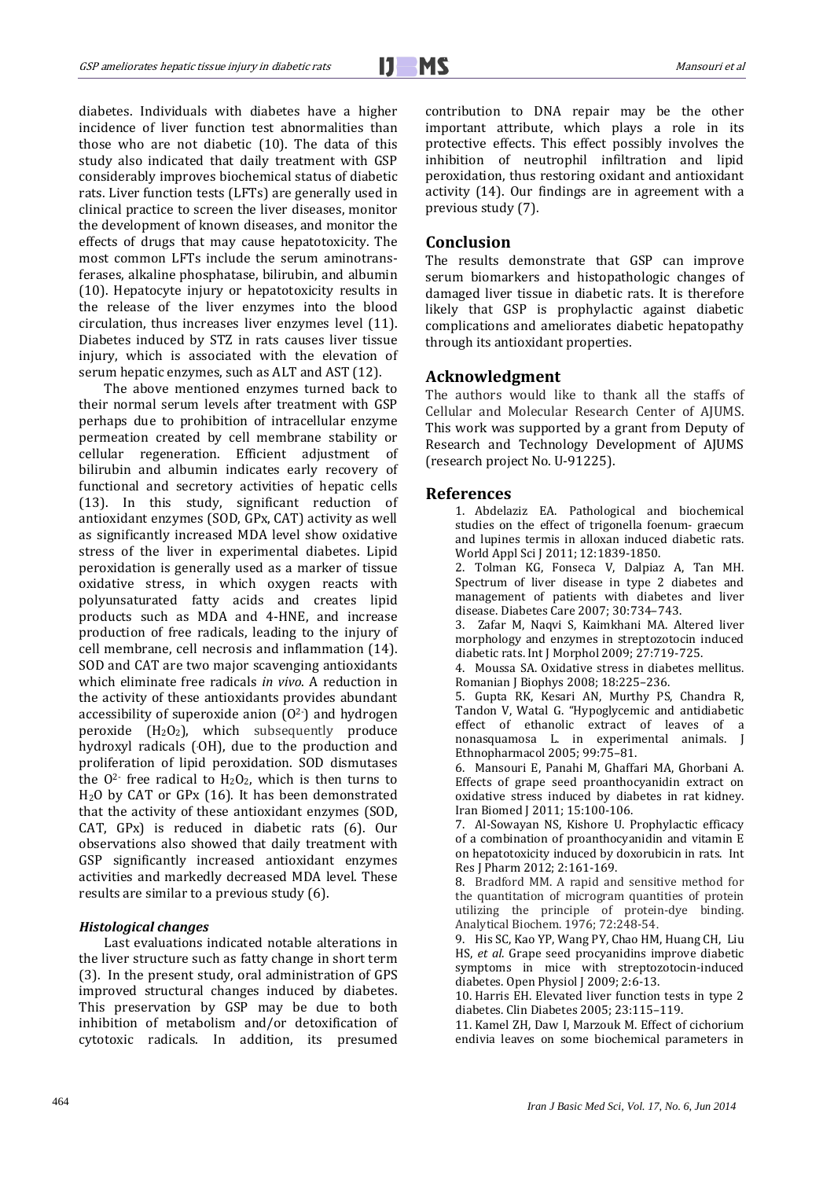diabetes. Individuals with diabetes have a higher incidence of liver function test abnormalities than those who are not diabetic (10). The data of this study also indicated that daily treatment with GSP considerably improves biochemical status of diabetic rats. Liver function tests (LFTs) are generally used in clinical practice to screen the liver diseases, monitor the development of known diseases, and monitor the effects of drugs that may cause hepatotoxicity. The most common LFTs include the serum aminotransferases, alkaline phosphatase, bilirubin, and albumin (10). Hepatocyte injury or hepatotoxicity results in the release of the liver enzymes into the blood circulation, thus increases liver enzymes level (11). Diabetes induced by STZ in rats causes liver tissue injury, which is associated with the elevation of serum hepatic enzymes, such as ALT and AST (12).

The above mentioned enzymes turned back to their normal serum levels after treatment with GSP perhaps due to prohibition of intracellular enzyme permeation created by cell membrane stability or cellular regeneration. Efficient adjustment of bilirubin and albumin indicates early recovery of functional and secretory activities of hepatic cells (13). In this study, significant reduction of antioxidant enzymes (SOD, GPx, CAT) activity as well as significantly increased MDA level show oxidative stress of the liver in experimental diabetes. Lipid peroxidation is generally used as a marker of tissue oxidative stress, in which oxygen reacts with polyunsaturated fatty acids and creates lipid products such as MDA and 4-HNE, and increase production of free radicals, leading to the injury of cell membrane, cell necrosis and inflammation (14). SOD and CAT are two major scavenging antioxidants which eliminate free radicals *in vivo*. A reduction in the activity of these antioxidants provides abundant accessibility of superoxide anion ($O^{2-}$) and hydrogen peroxide ($H_2O_2$), which subsequently produce hydroxyl radicals (·OH), due to the production and proliferation of lipid peroxidation. SOD dismutases the $O^{2-}$ free radical to $H_2O_2$, which is then turns to $H_2O$ by CAT or GPx (16). It has been demonstrated that the activity of these antioxidant enzymes (SOD, CAT, GPx) is reduced in diabetic rats (6). Our observations also showed that daily treatment with GSP significantly increased antioxidant enzymes activities and markedly decreased MDA level. These results are similar to a previous study (6).

### *Histological changes*

Last evaluations indicated notable alterations in the liver structure such as fatty change in short term (3). In the present study, oral administration of GPS improved structural changes induced by diabetes. This preservation by GSP may be due to both inhibition of metabolism and/or detoxification of cytotoxic radicals. In addition, its presumed contribution to DNA repair may be the other important attribute, which plays a role in its protective effects. This effect possibly involves the inhibition of neutrophil infiltration and lipid peroxidation, thus restoring oxidant and antioxidant activity (14). Our findings are in agreement with a previous study (7).

## Conclusion

The results demonstrate that GSP can improve serum biomarkers and histopathologic changes of damaged liver tissue in diabetic rats. It is therefore likely that GSP is prophylactic against diabetic complications and ameliorates diabetic hepatopathy through its antioxidant properties.

## Acknowledgment

The authors would like to thank all the staffs of Cellular and Molecular Research Center of AJUMS. This work was supported by a grant from Deputy of Research and Technology Development of AJUMS (research project No. U-91225).

## References

1. Abdelaziz EA. Pathological and biochemical studies on the effect of trigonella foenum- graecum and lupines termis in alloxan induced diabetic rats. World Appl Sci J 2011; 12:1839-1850.
2. Tolman KG, Fonseca V, Dalpiaz A, Tan MH. Spectrum of liver disease in type 2 diabetes and management of patients with diabetes and liver disease. Diabetes Care 2007; 30:734–743.
3. Zafar M, Naqvi S, Kaimkhani MA. Altered liver morphology and enzymes in streptozotocin induced diabetic rats. Int J Morphol 2009; 27:719-725.
4. Moussa SA. Oxidative stress in diabetes mellitus. Romanian J Biophys 2008; 18:225–236.
5. Gupta RK, Kesari AN, Murthy PS, Chandra R, Tandon V, Watal G. "Hypoglycemic and antidiabetic effect of ethanolic extract of leaves of a nonasquamosa L. in experimental animals. J Ethnopharmacol 2005; 99:75–81.
6. Mansouri E, Panahi M, Ghaffari MA, Ghorbani A. Effects of grape seed proanthocyanidin extract on oxidative stress induced by diabetes in rat kidney. Iran Biomed J 2011; 15:100-106.
7. Al-Sowayan NS, Kishore U. Prophylactic efficacy of a combination of proanthocyanidin and vitamin E on hepatotoxicity induced by doxorubicin in rats. Int Res J Pharm 2012; 2:161-169.
8. Bradford MM. A rapid and sensitive method for the quantitation of microgram quantities of protein utilizing the principle of protein-dye binding. Analytical Biochem. 1976; 72:248-54.
9. His SC, Kao YP, Wang PY, Chao HM, Huang CH, Liu HS, *et al*. Grape seed procyanidins improve diabetic symptoms in mice with streptozotocin-induced diabetes. Open Physiol J 2009; 2:6-13.
10. Harris EH. Elevated liver function tests in type 2 diabetes. Clin Diabetes 2005; 23:115–119.
11. Kamel ZH, Daw I, Marzouk M. Effect of cichorium endivia leaves on some biochemical parameters in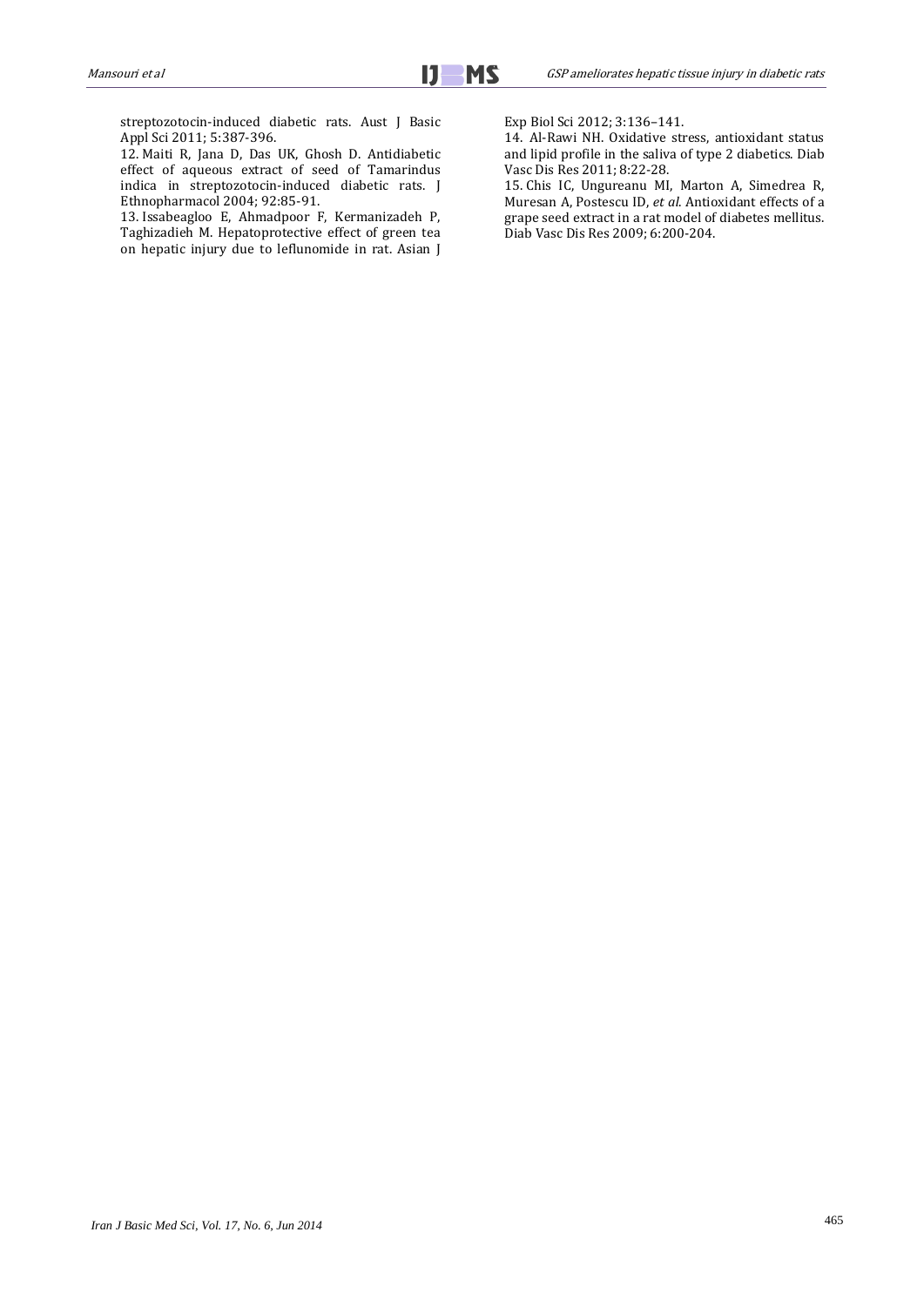streptozotocin-induced diabetic rats. Aust J Basic Appl Sci 2011; 5:387-396.

12. Maiti R, Jana D, Das UK, Ghosh D. Antidiabetic effect of aqueous extract of seed of Tamarindus indica in streptozotocin-induced diabetic rats. J Ethnopharmacol 2004; 92:85-91.

13. Issabeagloo E, Ahmadpoor F, Kermanizadeh P, Taghizadieh M. Hepatoprotective effect of green tea on hepatic injury due to leflunomide in rat. Asian J Exp Biol Sci 2012; 3:136–141.

14. Al-Rawi NH. Oxidative stress, antioxidant status and lipid profile in the saliva of type 2 diabetics. Diab Vasc Dis Res 2011; 8:22-28.

15. Chis IC, Ungureanu MI, Marton A, Simedrea R, Muresan A, Postescu ID, *et al*. Antioxidant effects of a grape seed extract in a rat model of diabetes mellitus. Diab Vasc Dis Res 2009; 6:200-204.